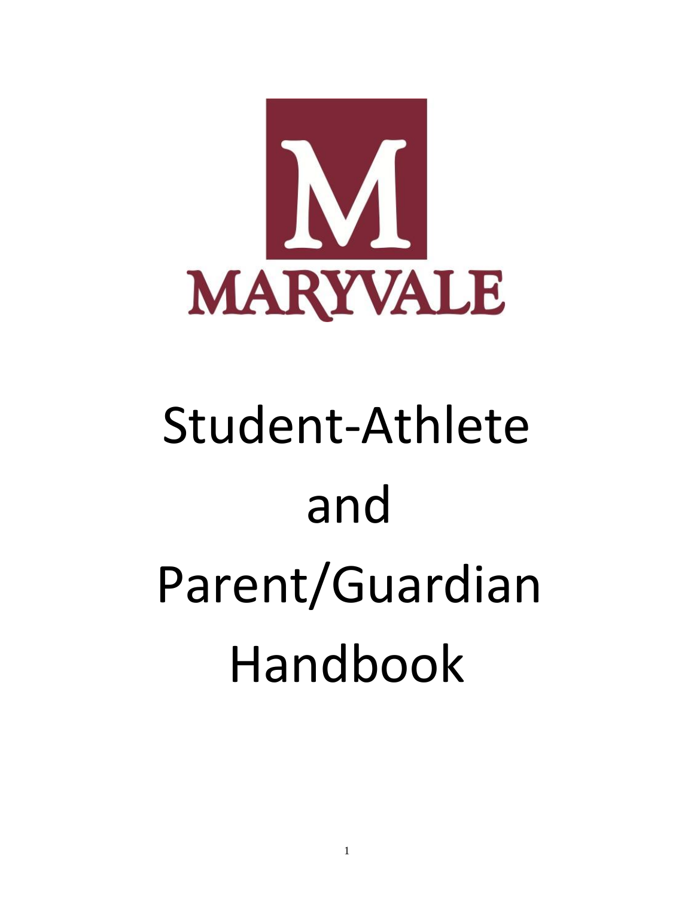MARYVALE

# Student-Athlete and Parent/Guardian Handbook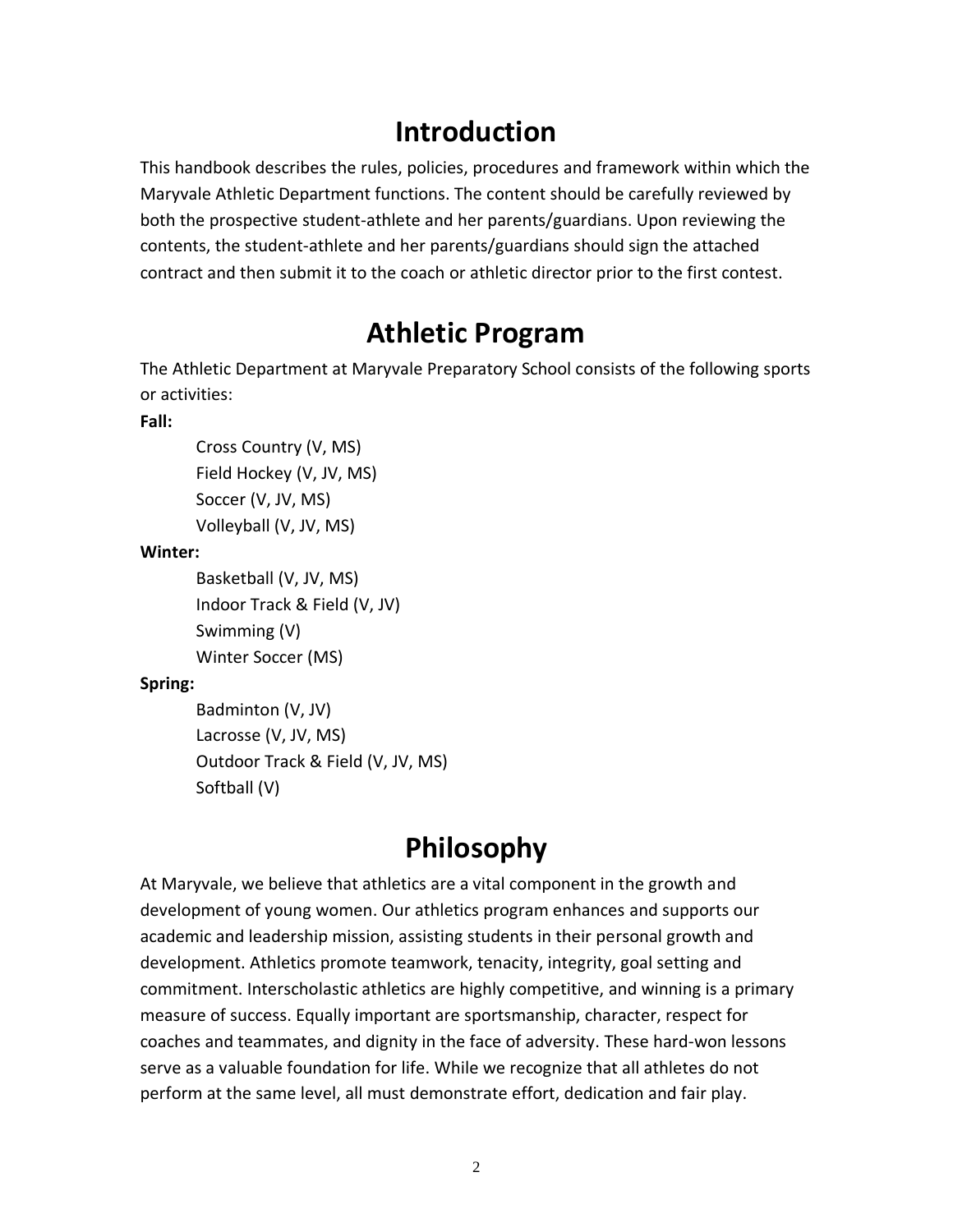# Introduction

This handbook describes the rules, policies, procedures and framework within which the Maryvale Athletic Department functions. The content should be carefully reviewed by both the prospective student-athlete and her parents/guardians. Upon reviewing the contents, the student-athlete and her parents/guardians should sign the attached contract and then submit it to the coach or athletic director prior to the first contest.

# Athletic Program

The Athletic Department at Maryvale Preparatory School consists of the following sports or activities:

**Fall:**

- Cross Country (V, MS)
- Field Hockey (V, JV, MS)
- Soccer (V, JV, MS)
- Volleyball (V, JV, MS)

**Winter:**

- Basketball (V, JV, MS)
- Indoor Track & Field (V, JV)
- Swimming (V)
- Winter Soccer (MS)

**Spring:**

- Badminton (V, JV)
- Lacrosse (V, JV, MS)
- Outdoor Track & Field (V, JV, MS)
- Softball (V)

# Philosophy

At Maryvale, we believe that athletics are a vital component in the growth and development of young women. Our athletics program enhances and supports our academic and leadership mission, assisting students in their personal growth and development. Athletics promote teamwork, tenacity, integrity, goal setting and commitment. Interscholastic athletics are highly competitive, and winning is a primary measure of success. Equally important are sportsmanship, character, respect for coaches and teammates, and dignity in the face of adversity. These hard-won lessons serve as a valuable foundation for life. While we recognize that all athletes do not perform at the same level, all must demonstrate effort, dedication and fair play.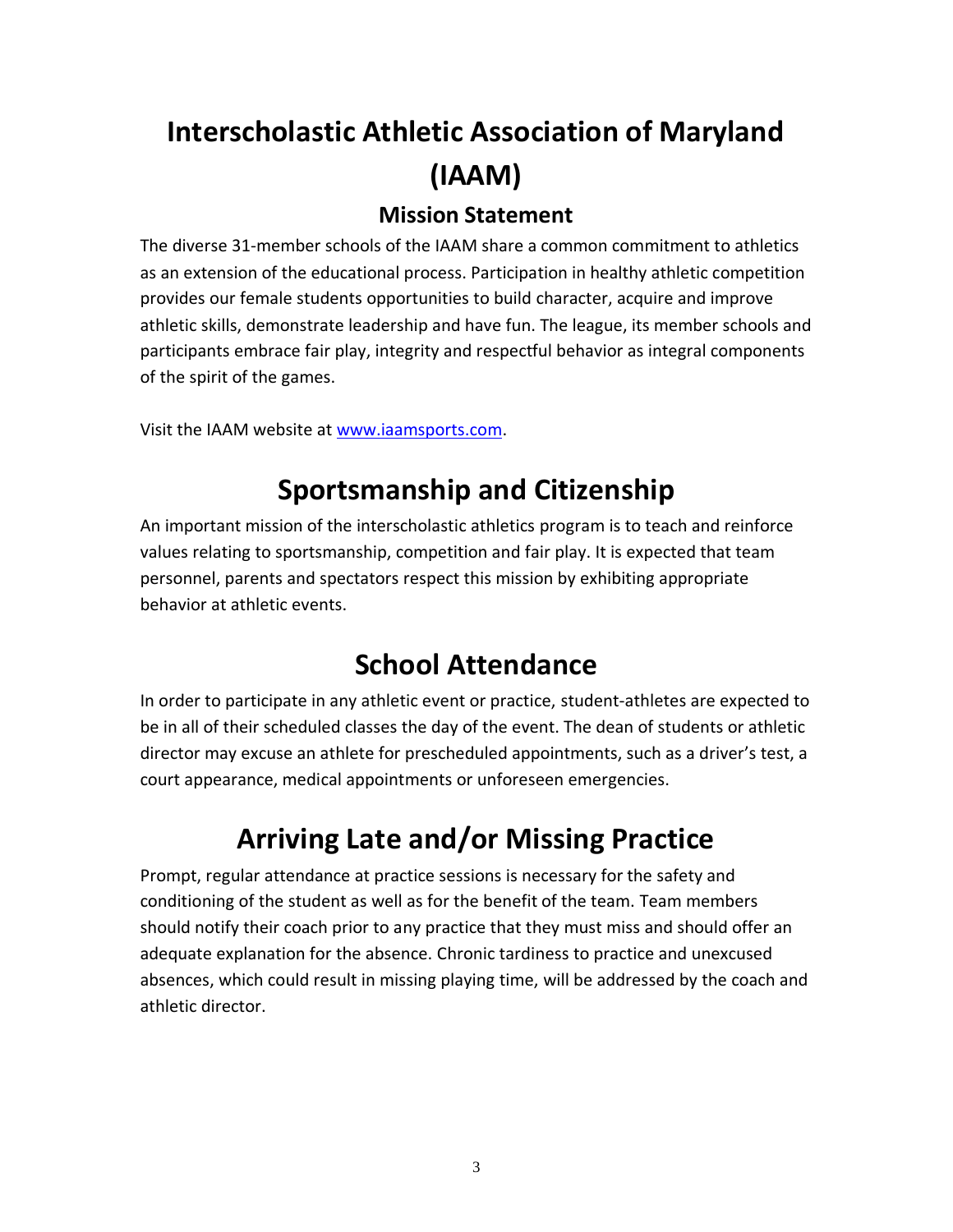# Interscholastic Athletic Association of Maryland (IAAM)

## Mission Statement

The diverse 31-member schools of the IAAM share a common commitment to athletics as an extension of the educational process. Participation in healthy athletic competition provides our female students opportunities to build character, acquire and improve athletic skills, demonstrate leadership and have fun. The league, its member schools and participants embrace fair play, integrity and respectful behavior as integral components of the spirit of the games.

Visit the IAAM website at [www.iaamsports.com](www.iaamsports.com).

# Sportsmanship and Citizenship

An important mission of the interscholastic athletics program is to teach and reinforce values relating to sportsmanship, competition and fair play. It is expected that team personnel, parents and spectators respect this mission by exhibiting appropriate behavior at athletic events.

# School Attendance

In order to participate in any athletic event or practice, student-athletes are expected to be in all of their scheduled classes the day of the event. The dean of students or athletic director may excuse an athlete for prescheduled appointments, such as a driver's test, a court appearance, medical appointments or unforeseen emergencies.

# Arriving Late and/or Missing Practice

Prompt, regular attendance at practice sessions is necessary for the safety and conditioning of the student as well as for the benefit of the team. Team members should notify their coach prior to any practice that they must miss and should offer an adequate explanation for the absence. Chronic tardiness to practice and unexcused absences, which could result in missing playing time, will be addressed by the coach and athletic director.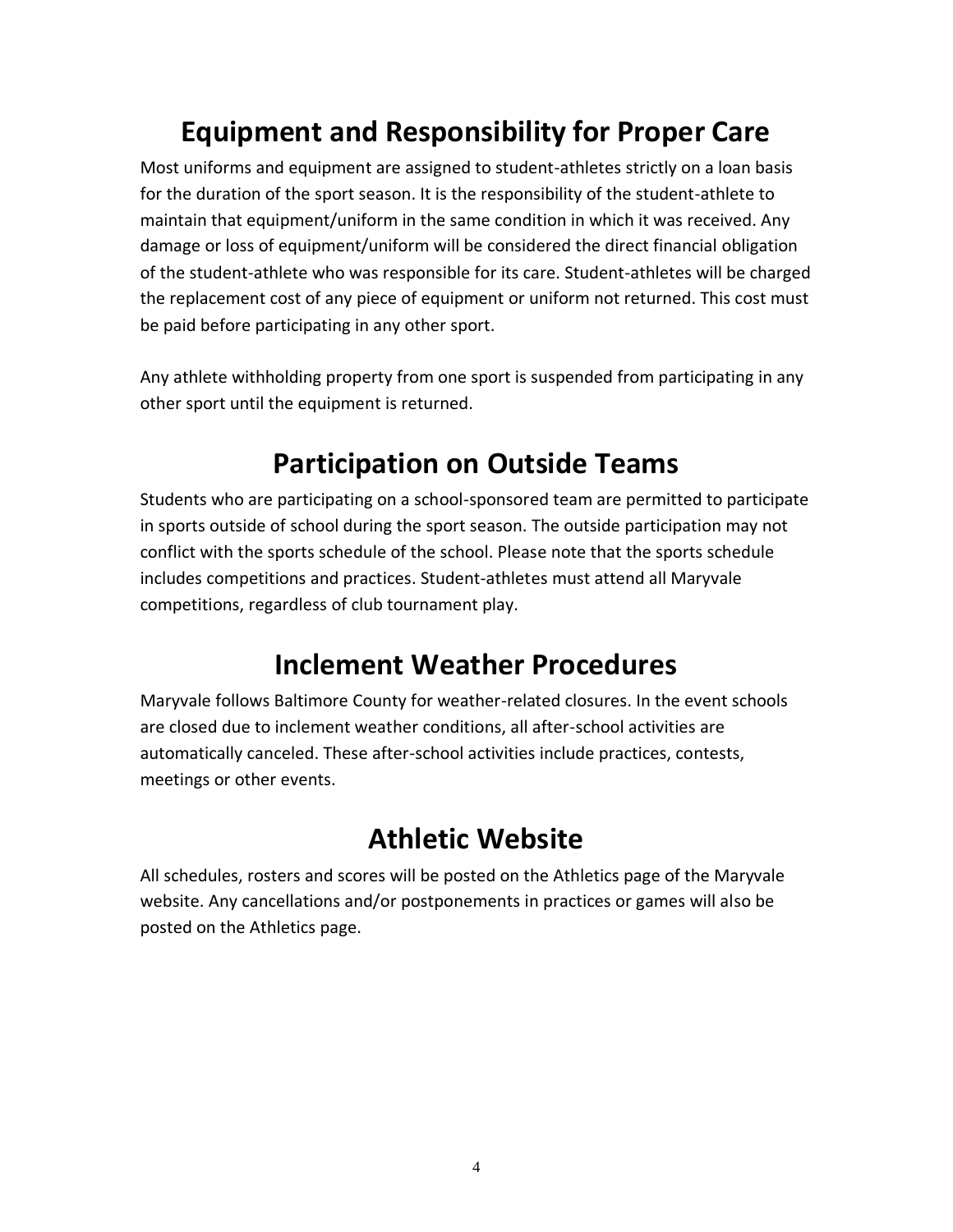## Equipment and Responsibility for Proper Care

Most uniforms and equipment are assigned to student-athletes strictly on a loan basis for the duration of the sport season. It is the responsibility of the student-athlete to maintain that equipment/uniform in the same condition in which it was received. Any damage or loss of equipment/uniform will be considered the direct financial obligation of the student-athlete who was responsible for its care. Student-athletes will be charged the replacement cost of any piece of equipment or uniform not returned. This cost must be paid before participating in any other sport.

Any athlete withholding property from one sport is suspended from participating in any other sport until the equipment is returned.

## Participation on Outside Teams

Students who are participating on a school-sponsored team are permitted to participate in sports outside of school during the sport season. The outside participation may not conflict with the sports schedule of the school. Please note that the sports schedule includes competitions and practices. Student-athletes must attend all Maryvale competitions, regardless of club tournament play.

## Inclement Weather Procedures

Maryvale follows Baltimore County for weather-related closures. In the event schools are closed due to inclement weather conditions, all after-school activities are automatically canceled. These after-school activities include practices, contests, meetings or other events.

## Athletic Website

All schedules, rosters and scores will be posted on the Athletics page of the Maryvale website. Any cancellations and/or postponements in practices or games will also be posted on the Athletics page.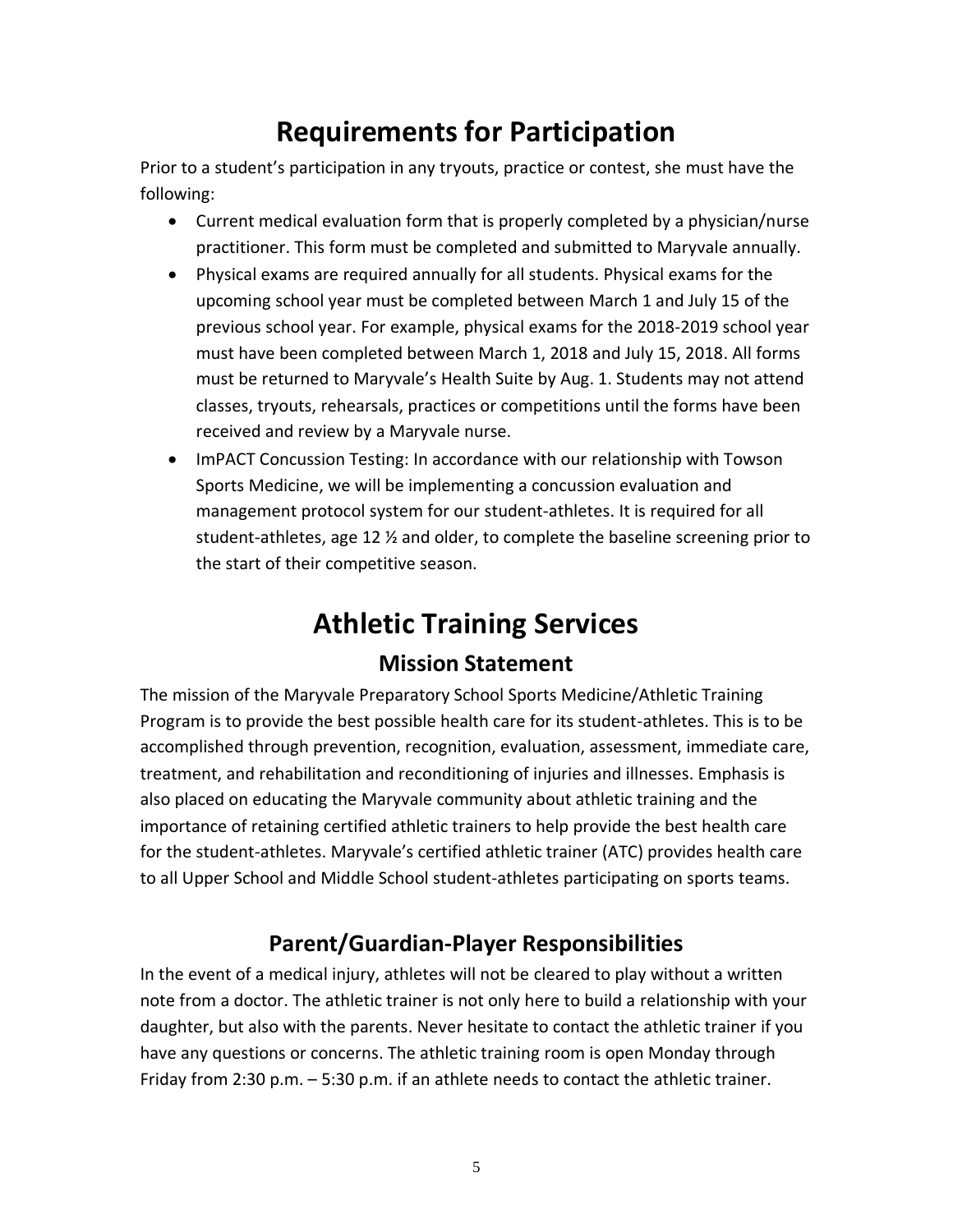# Requirements for Participation

Prior to a student's participation in any tryouts, practice or contest, she must have the following:

- Current medical evaluation form that is properly completed by a physician/nurse practitioner. This form must be completed and submitted to Maryvale annually.
- Physical exams are required annually for all students. Physical exams for the upcoming school year must be completed between March 1 and July 15 of the previous school year. For example, physical exams for the 2018-2019 school year must have been completed between March 1, 2018 and July 15, 2018. All forms must be returned to Maryvale's Health Suite by Aug. 1. Students may not attend classes, tryouts, rehearsals, practices or competitions until the forms have been received and review by a Maryvale nurse.
- ImPACT Concussion Testing: In accordance with our relationship with Towson Sports Medicine, we will be implementing a concussion evaluation and management protocol system for our student-athletes. It is required for all student-athletes, age 12 ½ and older, to complete the baseline screening prior to the start of their competitive season.

# Athletic Training Services

## Mission Statement

The mission of the Maryvale Preparatory School Sports Medicine/Athletic Training Program is to provide the best possible health care for its student-athletes. This is to be accomplished through prevention, recognition, evaluation, assessment, immediate care, treatment, and rehabilitation and reconditioning of injuries and illnesses. Emphasis is also placed on educating the Maryvale community about athletic training and the importance of retaining certified athletic trainers to help provide the best health care for the student-athletes. Maryvale's certified athletic trainer (ATC) provides health care to all Upper School and Middle School student-athletes participating on sports teams.

## Parent/Guardian-Player Responsibilities

In the event of a medical injury, athletes will not be cleared to play without a written note from a doctor. The athletic trainer is not only here to build a relationship with your daughter, but also with the parents. Never hesitate to contact the athletic trainer if you have any questions or concerns. The athletic training room is open Monday through Friday from 2:30 p.m. – 5:30 p.m. if an athlete needs to contact the athletic trainer.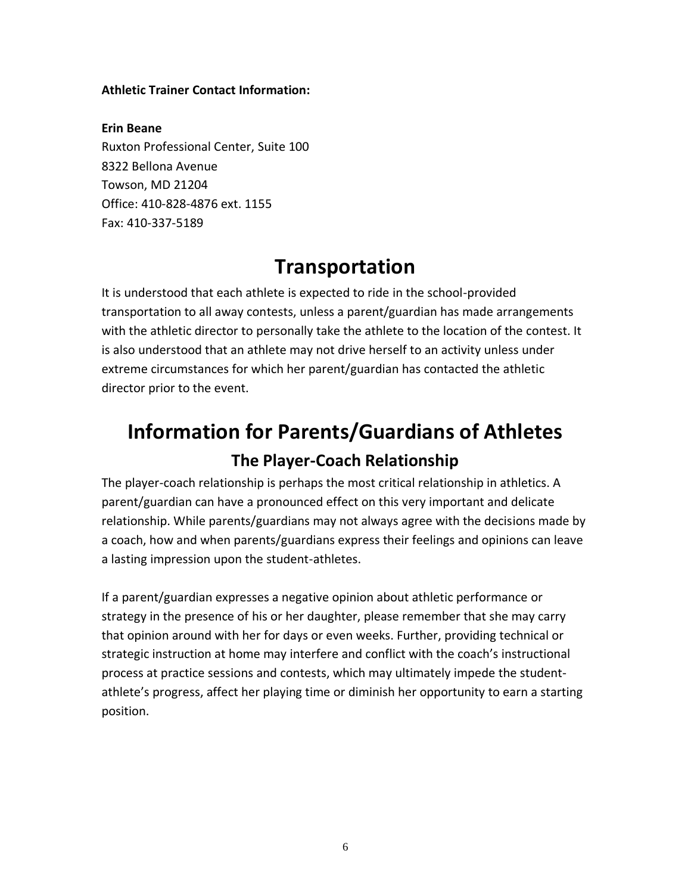**Athletic Trainer Contact Information:**

**Erin Beane**
Ruxton Professional Center, Suite 100
8322 Bellona Avenue
Towson, MD 21204
Office: 410-828-4876 ext. 1155
Fax: 410-337-5189

# Transportation

It is understood that each athlete is expected to ride in the school-provided transportation to all away contests, unless a parent/guardian has made arrangements with the athletic director to personally take the athlete to the location of the contest. It is also understood that an athlete may not drive herself to an activity unless under extreme circumstances for which her parent/guardian has contacted the athletic director prior to the event.

# Information for Parents/Guardians of Athletes

## The Player-Coach Relationship

The player-coach relationship is perhaps the most critical relationship in athletics. A parent/guardian can have a pronounced effect on this very important and delicate relationship. While parents/guardians may not always agree with the decisions made by a coach, how and when parents/guardians express their feelings and opinions can leave a lasting impression upon the student-athletes.

If a parent/guardian expresses a negative opinion about athletic performance or strategy in the presence of his or her daughter, please remember that she may carry that opinion around with her for days or even weeks. Further, providing technical or strategic instruction at home may interfere and conflict with the coach's instructional process at practice sessions and contests, which may ultimately impede the student-athlete's progress, affect her playing time or diminish her opportunity to earn a starting position.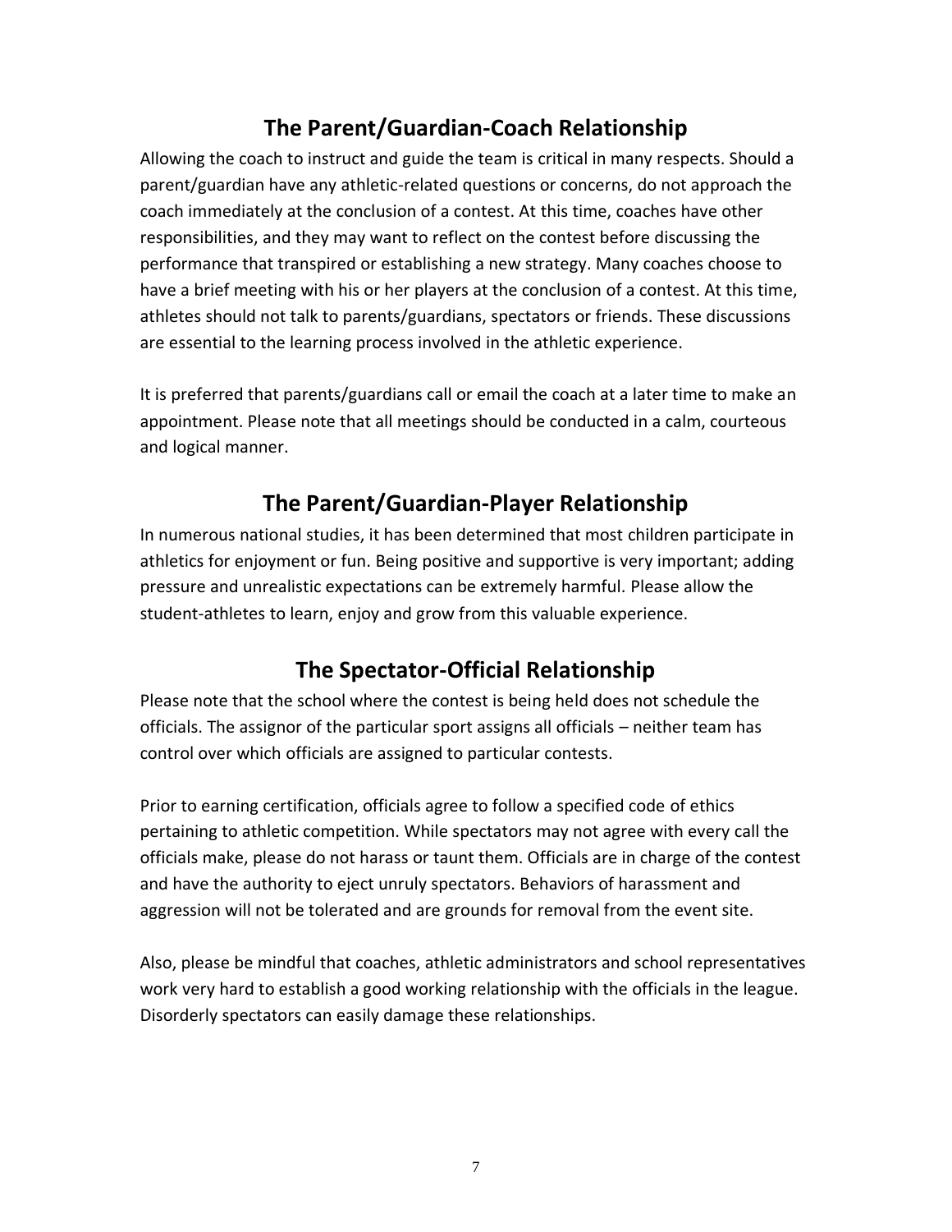## The Parent/Guardian-Coach Relationship

Allowing the coach to instruct and guide the team is critical in many respects. Should a parent/guardian have any athletic-related questions or concerns, do not approach the coach immediately at the conclusion of a contest. At this time, coaches have other responsibilities, and they may want to reflect on the contest before discussing the performance that transpired or establishing a new strategy. Many coaches choose to have a brief meeting with his or her players at the conclusion of a contest. At this time, athletes should not talk to parents/guardians, spectators or friends. These discussions are essential to the learning process involved in the athletic experience.

It is preferred that parents/guardians call or email the coach at a later time to make an appointment. Please note that all meetings should be conducted in a calm, courteous and logical manner.

## The Parent/Guardian-Player Relationship

In numerous national studies, it has been determined that most children participate in athletics for enjoyment or fun. Being positive and supportive is very important; adding pressure and unrealistic expectations can be extremely harmful. Please allow the student-athletes to learn, enjoy and grow from this valuable experience.

## The Spectator-Official Relationship

Please note that the school where the contest is being held does not schedule the officials. The assignor of the particular sport assigns all officials – neither team has control over which officials are assigned to particular contests.

Prior to earning certification, officials agree to follow a specified code of ethics pertaining to athletic competition. While spectators may not agree with every call the officials make, please do not harass or taunt them. Officials are in charge of the contest and have the authority to eject unruly spectators. Behaviors of harassment and aggression will not be tolerated and are grounds for removal from the event site.

Also, please be mindful that coaches, athletic administrators and school representatives work very hard to establish a good working relationship with the officials in the league. Disorderly spectators can easily damage these relationships.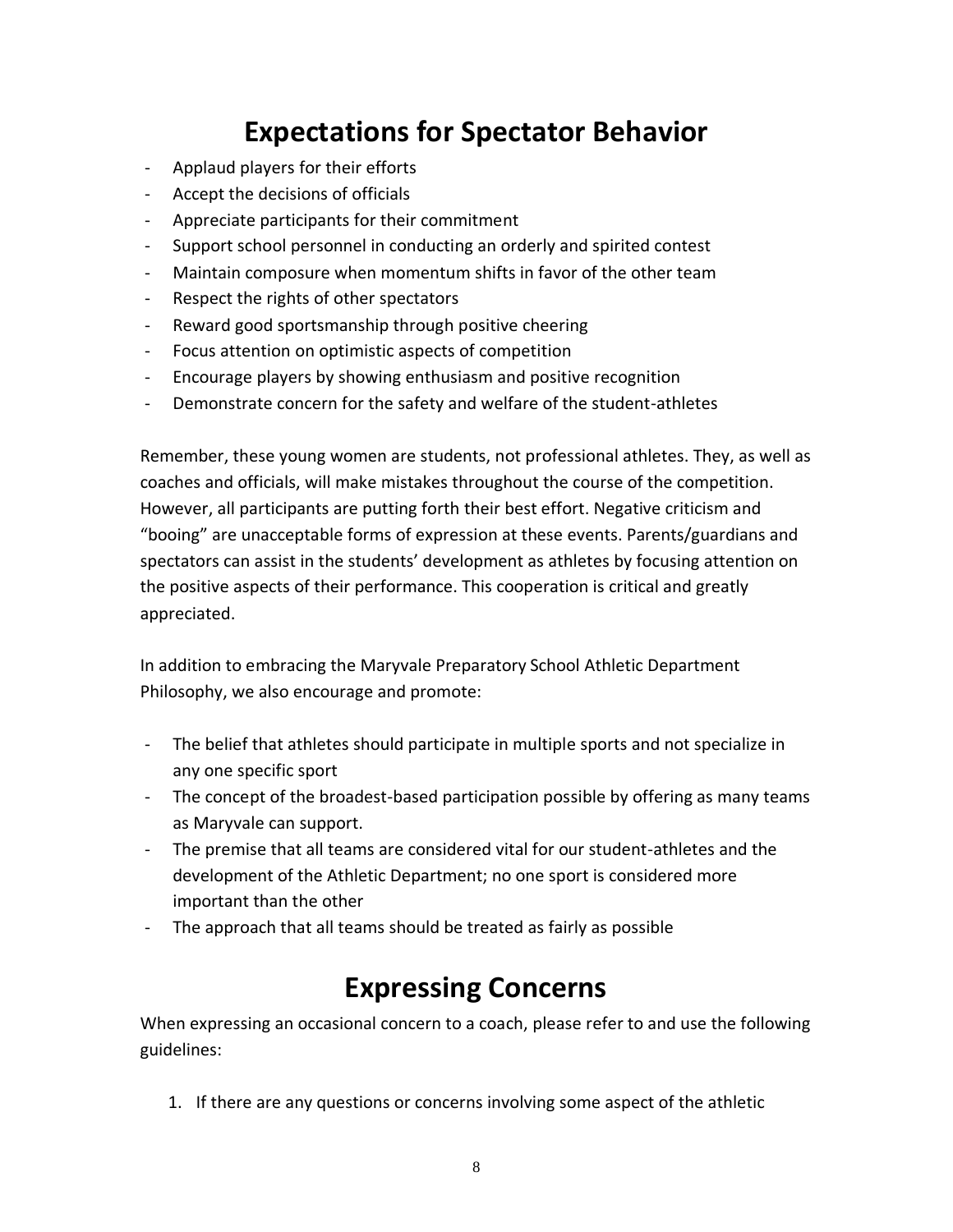# Expectations for Spectator Behavior

- Applaud players for their efforts
- Accept the decisions of officials
- Appreciate participants for their commitment
- Support school personnel in conducting an orderly and spirited contest
- Maintain composure when momentum shifts in favor of the other team
- Respect the rights of other spectators
- Reward good sportsmanship through positive cheering
- Focus attention on optimistic aspects of competition
- Encourage players by showing enthusiasm and positive recognition
- Demonstrate concern for the safety and welfare of the student-athletes

Remember, these young women are students, not professional athletes. They, as well as coaches and officials, will make mistakes throughout the course of the competition. However, all participants are putting forth their best effort. Negative criticism and "booing" are unacceptable forms of expression at these events. Parents/guardians and spectators can assist in the students' development as athletes by focusing attention on the positive aspects of their performance. This cooperation is critical and greatly appreciated.

In addition to embracing the Maryvale Preparatory School Athletic Department Philosophy, we also encourage and promote:

- The belief that athletes should participate in multiple sports and not specialize in any one specific sport
- The concept of the broadest-based participation possible by offering as many teams as Maryvale can support.
- The premise that all teams are considered vital for our student-athletes and the development of the Athletic Department; no one sport is considered more important than the other
- The approach that all teams should be treated as fairly as possible

# Expressing Concerns

When expressing an occasional concern to a coach, please refer to and use the following guidelines:

1. If there are any questions or concerns involving some aspect of the athletic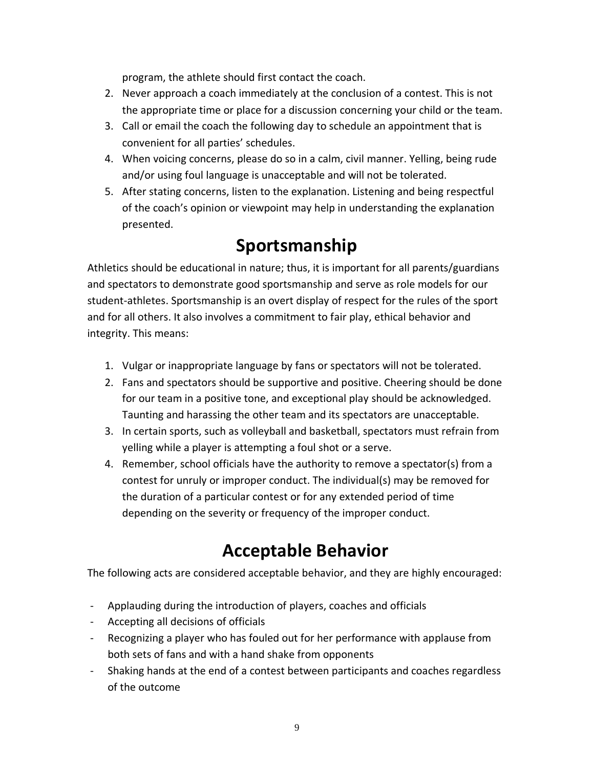program, the athlete should first contact the coach.

2. Never approach a coach immediately at the conclusion of a contest. This is not the appropriate time or place for a discussion concerning your child or the team.
3. Call or email the coach the following day to schedule an appointment that is convenient for all parties' schedules.
4. When voicing concerns, please do so in a calm, civil manner. Yelling, being rude and/or using foul language is unacceptable and will not be tolerated.
5. After stating concerns, listen to the explanation. Listening and being respectful of the coach's opinion or viewpoint may help in understanding the explanation presented.

# Sportsmanship

Athletics should be educational in nature; thus, it is important for all parents/guardians and spectators to demonstrate good sportsmanship and serve as role models for our student-athletes. Sportsmanship is an overt display of respect for the rules of the sport and for all others. It also involves a commitment to fair play, ethical behavior and integrity. This means:

1. Vulgar or inappropriate language by fans or spectators will not be tolerated.
2. Fans and spectators should be supportive and positive. Cheering should be done for our team in a positive tone, and exceptional play should be acknowledged. Taunting and harassing the other team and its spectators are unacceptable.
3. In certain sports, such as volleyball and basketball, spectators must refrain from yelling while a player is attempting a foul shot or a serve.
4. Remember, school officials have the authority to remove a spectator(s) from a contest for unruly or improper conduct. The individual(s) may be removed for the duration of a particular contest or for any extended period of time depending on the severity or frequency of the improper conduct.

# Acceptable Behavior

The following acts are considered acceptable behavior, and they are highly encouraged:

- Applauding during the introduction of players, coaches and officials
- Accepting all decisions of officials
- Recognizing a player who has fouled out for her performance with applause from both sets of fans and with a hand shake from opponents
- Shaking hands at the end of a contest between participants and coaches regardless of the outcome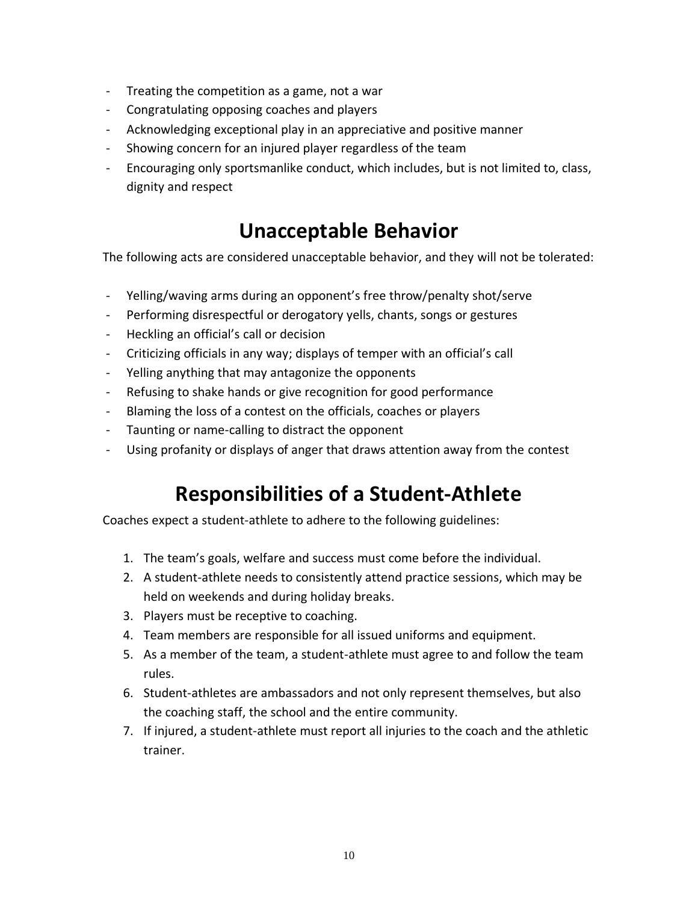- Treating the competition as a game, not a war
- Congratulating opposing coaches and players
- Acknowledging exceptional play in an appreciative and positive manner
- Showing concern for an injured player regardless of the team
- Encouraging only sportsmanlike conduct, which includes, but is not limited to, class, dignity and respect

# Unacceptable Behavior

The following acts are considered unacceptable behavior, and they will not be tolerated:

- Yelling/waving arms during an opponent's free throw/penalty shot/serve
- Performing disrespectful or derogatory yells, chants, songs or gestures
- Heckling an official's call or decision
- Criticizing officials in any way; displays of temper with an official's call
- Yelling anything that may antagonize the opponents
- Refusing to shake hands or give recognition for good performance
- Blaming the loss of a contest on the officials, coaches or players
- Taunting or name-calling to distract the opponent
- Using profanity or displays of anger that draws attention away from the contest

# Responsibilities of a Student-Athlete

Coaches expect a student-athlete to adhere to the following guidelines:

1. The team's goals, welfare and success must come before the individual.
2. A student-athlete needs to consistently attend practice sessions, which may be held on weekends and during holiday breaks.
3. Players must be receptive to coaching.
4. Team members are responsible for all issued uniforms and equipment.
5. As a member of the team, a student-athlete must agree to and follow the team rules.
6. Student-athletes are ambassadors and not only represent themselves, but also the coaching staff, the school and the entire community.
7. If injured, a student-athlete must report all injuries to the coach and the athletic trainer.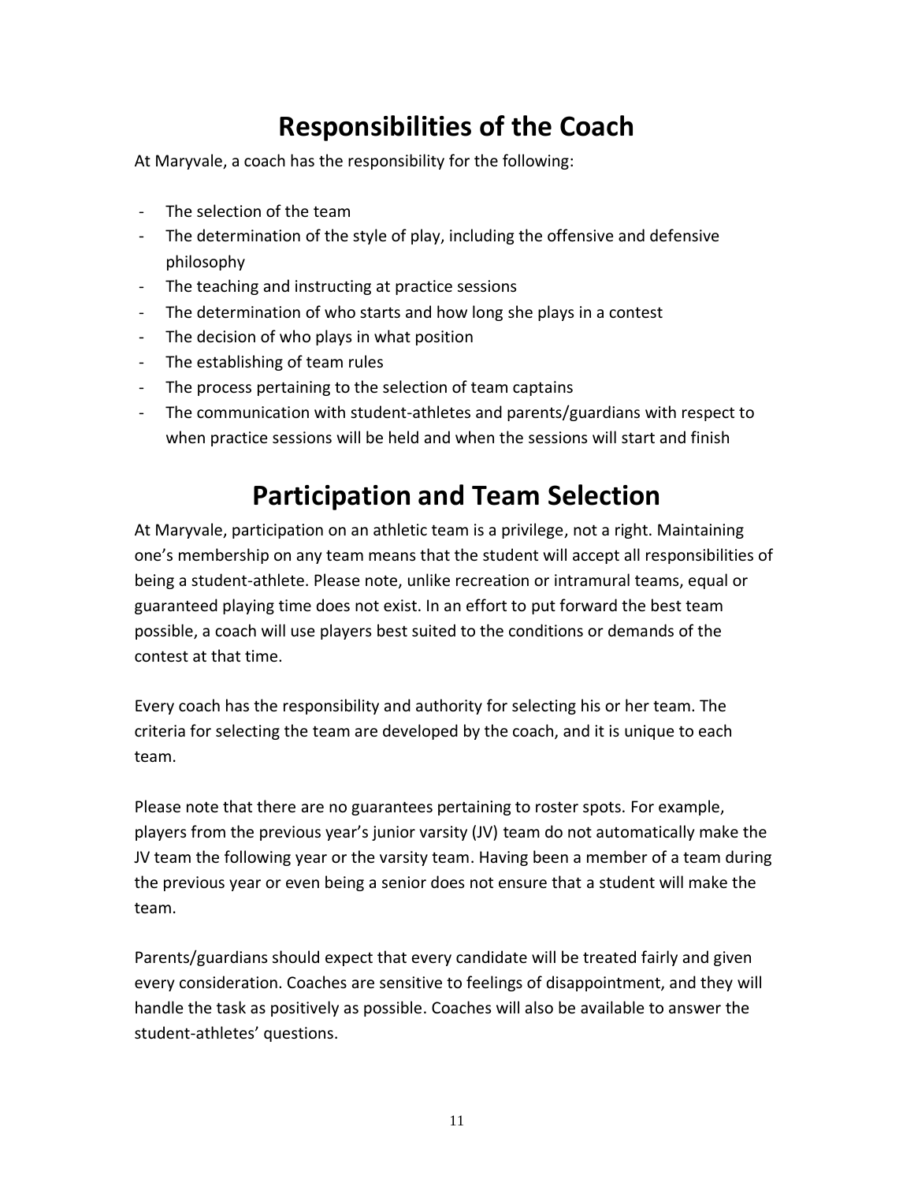# Responsibilities of the Coach

At Maryvale, a coach has the responsibility for the following:

- The selection of the team
- The determination of the style of play, including the offensive and defensive philosophy
- The teaching and instructing at practice sessions
- The determination of who starts and how long she plays in a contest
- The decision of who plays in what position
- The establishing of team rules
- The process pertaining to the selection of team captains
- The communication with student-athletes and parents/guardians with respect to when practice sessions will be held and when the sessions will start and finish

# Participation and Team Selection

At Maryvale, participation on an athletic team is a privilege, not a right. Maintaining one's membership on any team means that the student will accept all responsibilities of being a student-athlete. Please note, unlike recreation or intramural teams, equal or guaranteed playing time does not exist. In an effort to put forward the best team possible, a coach will use players best suited to the conditions or demands of the contest at that time.

Every coach has the responsibility and authority for selecting his or her team. The criteria for selecting the team are developed by the coach, and it is unique to each team.

Please note that there are no guarantees pertaining to roster spots. For example, players from the previous year's junior varsity (JV) team do not automatically make the JV team the following year or the varsity team. Having been a member of a team during the previous year or even being a senior does not ensure that a student will make the team.

Parents/guardians should expect that every candidate will be treated fairly and given every consideration. Coaches are sensitive to feelings of disappointment, and they will handle the task as positively as possible. Coaches will also be available to answer the student-athletes' questions.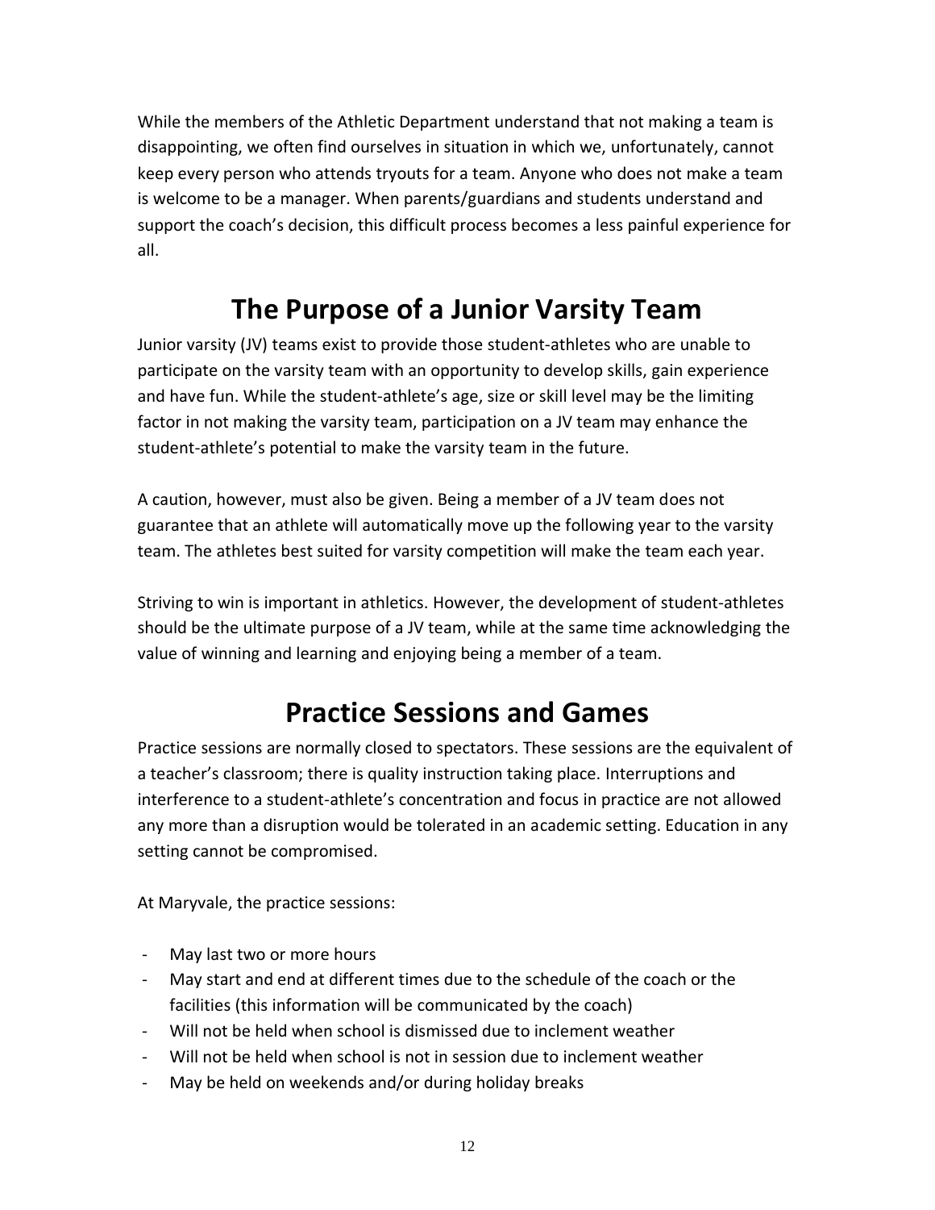While the members of the Athletic Department understand that not making a team is disappointing, we often find ourselves in situation in which we, unfortunately, cannot keep every person who attends tryouts for a team. Anyone who does not make a team is welcome to be a manager. When parents/guardians and students understand and support the coach's decision, this difficult process becomes a less painful experience for all.

# The Purpose of a Junior Varsity Team

Junior varsity (JV) teams exist to provide those student-athletes who are unable to participate on the varsity team with an opportunity to develop skills, gain experience and have fun. While the student-athlete's age, size or skill level may be the limiting factor in not making the varsity team, participation on a JV team may enhance the student-athlete's potential to make the varsity team in the future.

A caution, however, must also be given. Being a member of a JV team does not guarantee that an athlete will automatically move up the following year to the varsity team. The athletes best suited for varsity competition will make the team each year.

Striving to win is important in athletics. However, the development of student-athletes should be the ultimate purpose of a JV team, while at the same time acknowledging the value of winning and learning and enjoying being a member of a team.

# Practice Sessions and Games

Practice sessions are normally closed to spectators. These sessions are the equivalent of a teacher's classroom; there is quality instruction taking place. Interruptions and interference to a student-athlete's concentration and focus in practice are not allowed any more than a disruption would be tolerated in an academic setting. Education in any setting cannot be compromised.

At Maryvale, the practice sessions:

- May last two or more hours
- May start and end at different times due to the schedule of the coach or the facilities (this information will be communicated by the coach)
- Will not be held when school is dismissed due to inclement weather
- Will not be held when school is not in session due to inclement weather
- May be held on weekends and/or during holiday breaks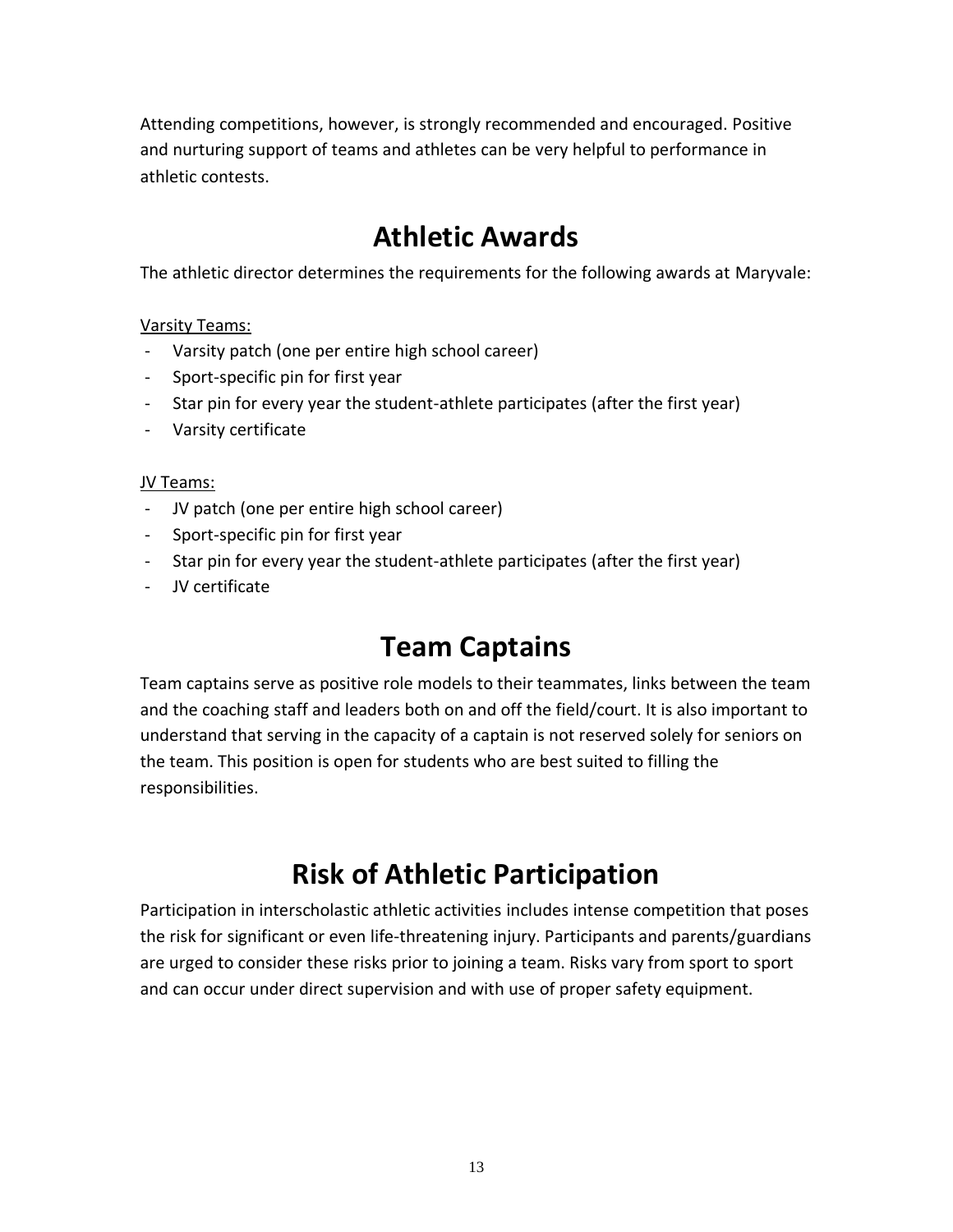Attending competitions, however, is strongly recommended and encouraged. Positive and nurturing support of teams and athletes can be very helpful to performance in athletic contests.

# Athletic Awards

The athletic director determines the requirements for the following awards at Maryvale:

Varsity Teams:

- Varsity patch (one per entire high school career)
- Sport-specific pin for first year
- Star pin for every year the student-athlete participates (after the first year)
- Varsity certificate

JV Teams:

- JV patch (one per entire high school career)
- Sport-specific pin for first year
- Star pin for every year the student-athlete participates (after the first year)
- JV certificate

# Team Captains

Team captains serve as positive role models to their teammates, links between the team and the coaching staff and leaders both on and off the field/court. It is also important to understand that serving in the capacity of a captain is not reserved solely for seniors on the team. This position is open for students who are best suited to filling the responsibilities.

# Risk of Athletic Participation

Participation in interscholastic athletic activities includes intense competition that poses the risk for significant or even life-threatening injury. Participants and parents/guardians are urged to consider these risks prior to joining a team. Risks vary from sport to sport and can occur under direct supervision and with use of proper safety equipment.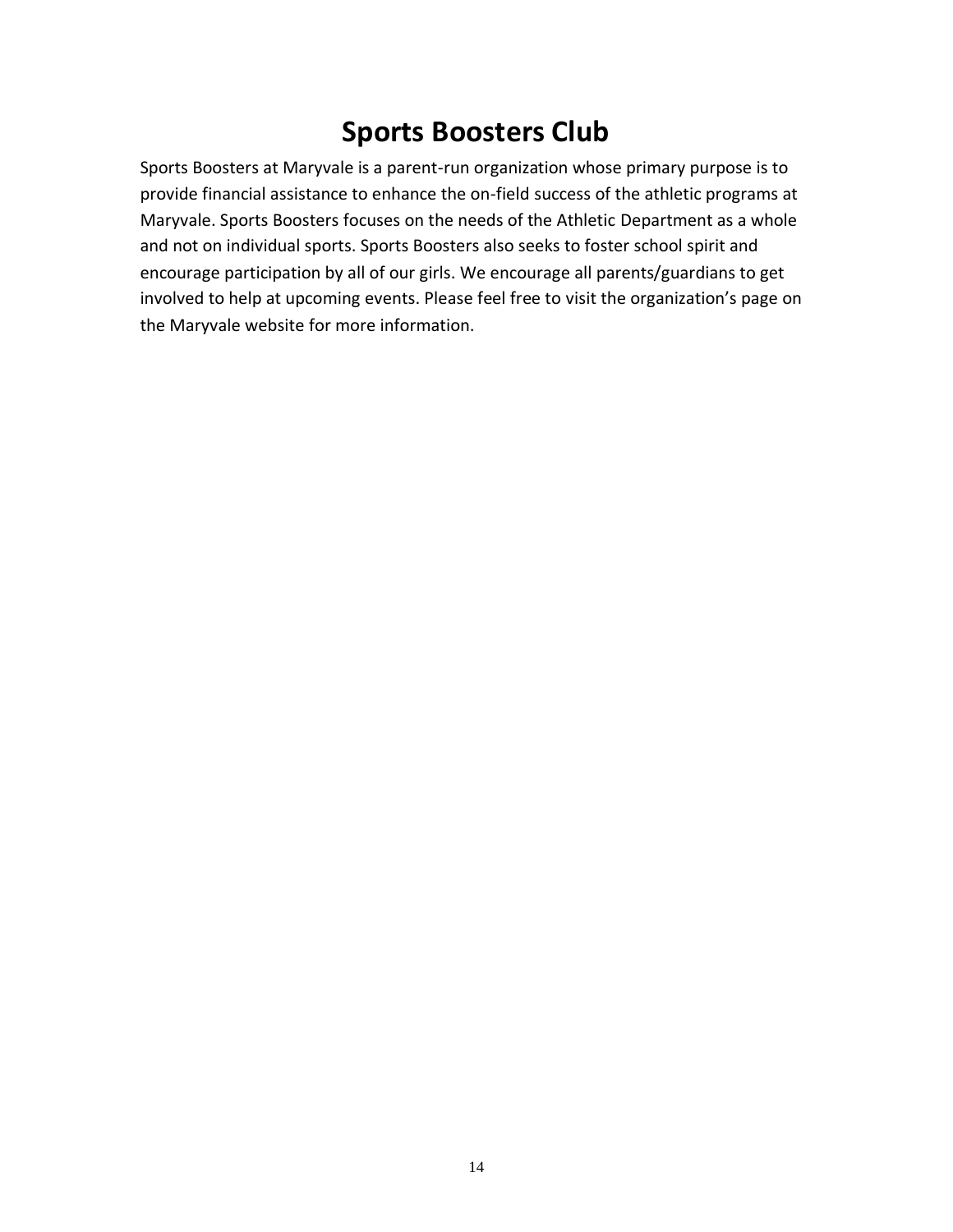# Sports Boosters Club

Sports Boosters at Maryvale is a parent-run organization whose primary purpose is to provide financial assistance to enhance the on-field success of the athletic programs at Maryvale. Sports Boosters focuses on the needs of the Athletic Department as a whole and not on individual sports. Sports Boosters also seeks to foster school spirit and encourage participation by all of our girls. We encourage all parents/guardians to get involved to help at upcoming events. Please feel free to visit the organization's page on the Maryvale website for more information.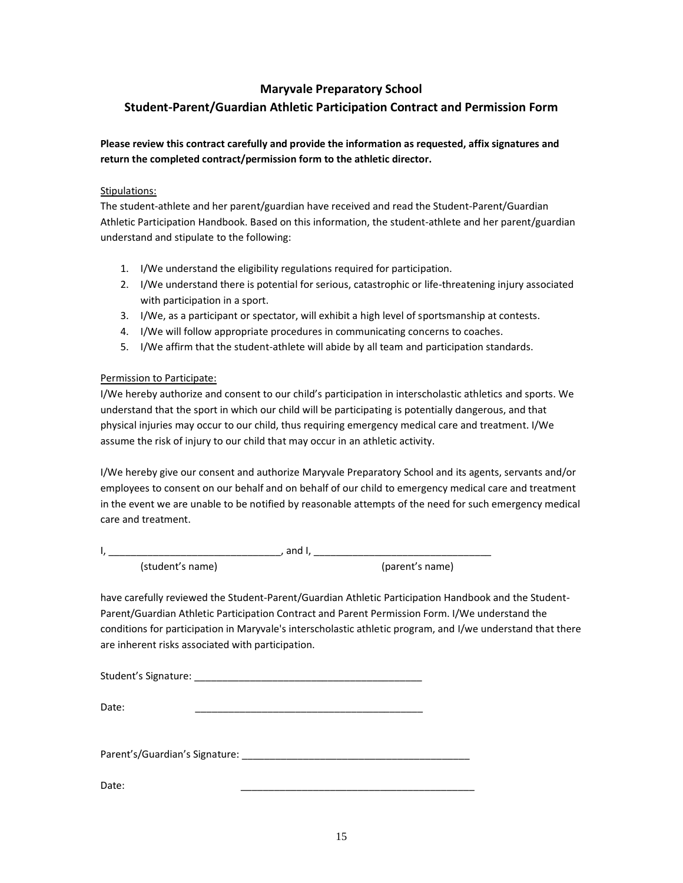## Maryvale Preparatory School
## Student-Parent/Guardian Athletic Participation Contract and Permission Form

**Please review this contract carefully and provide the information as requested, affix signatures and return the completed contract/permission form to the athletic director.**

Stipulations:

The student-athlete and her parent/guardian have received and read the Student-Parent/Guardian Athletic Participation Handbook. Based on this information, the student-athlete and her parent/guardian understand and stipulate to the following:

1. I/We understand the eligibility regulations required for participation.
2. I/We understand there is potential for serious, catastrophic or life-threatening injury associated with participation in a sport.
3. I/We, as a participant or spectator, will exhibit a high level of sportsmanship at contests.
4. I/We will follow appropriate procedures in communicating concerns to coaches.
5. I/We affirm that the student-athlete will abide by all team and participation standards.

Permission to Participate:

I/We hereby authorize and consent to our child's participation in interscholastic athletics and sports. We understand that the sport in which our child will be participating is potentially dangerous, and that physical injuries may occur to our child, thus requiring emergency medical care and treatment. I/We assume the risk of injury to our child that may occur in an athletic activity.

I/We hereby give our consent and authorize Maryvale Preparatory School and its agents, servants and/or employees to consent on our behalf and on behalf of our child to emergency medical care and treatment in the event we are unable to be notified by reasonable attempts of the need for such emergency medical care and treatment.

I, _______________________________, and I, ________________________________

(student's name) (parent's name)

have carefully reviewed the Student-Parent/Guardian Athletic Participation Handbook and the Student-Parent/Guardian Athletic Participation Contract and Parent Permission Form. I/We understand the conditions for participation in Maryvale's interscholastic athletic program, and I/we understand that there are inherent risks associated with participation.

Student's Signature: _________________________________________

Date: _________________________________________

Parent's/Guardian's Signature: _________________________________________

Date: _________________________________________